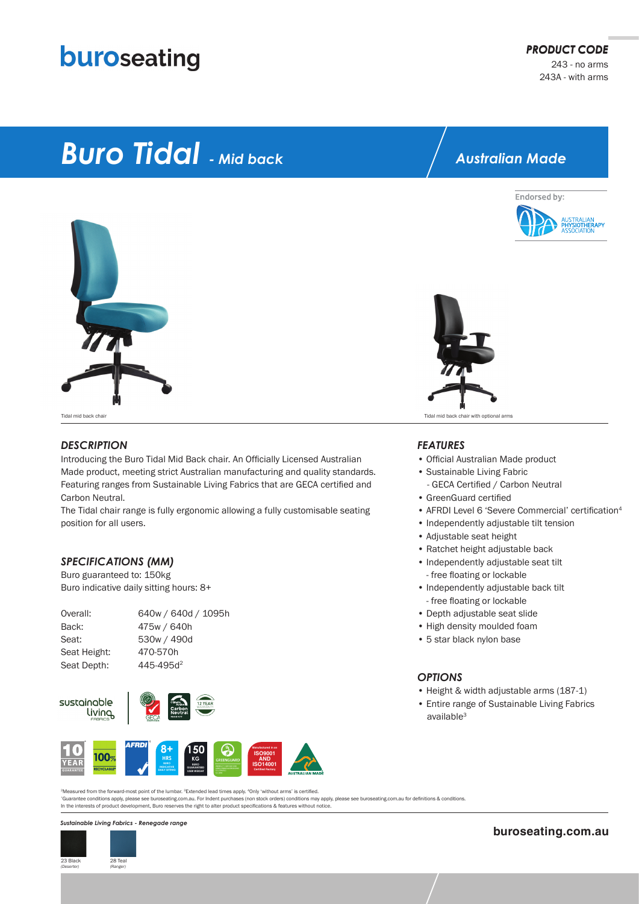# buroseating

***PRODUCT CODE***
243 - no arms
243A - with arms

# *Buro Tidal - Mid back*

***Australian Made***

Endorsed by: AUSTRALIAN PHYSIOTHERAPY ASSOCIATION

Tidal mid back chair

Tidal mid back chair with optional arms

## *DESCRIPTION*

Introducing the Buro Tidal Mid Back chair. An Officially Licensed Australian Made product, meeting strict Australian manufacturing and quality standards. Featuring ranges from Sustainable Living Fabrics that are GECA certified and Carbon Neutral.

The Tidal chair range is fully ergonomic allowing a fully customisable seating position for all users.

## *SPECIFICATIONS (MM)*

Buro guaranteed to: 150kg
Buro indicative daily sitting hours: 8+

| | |
|---|---|
| Overall: | 640w / 640d / 1095h |
| Back: | 475w / 640h |
| Seat: | 530w / 490d |
| Seat Height: | 470-570h |
| Seat Depth: | 445-495d[2] |

## *FEATURES*

- Official Australian Made product
- Sustainable Living Fabric
  - GECA Certified / Carbon Neutral
- GreenGuard certified
- AFRDI Level 6 'Severe Commercial' certification[4]
- Independently adjustable tilt tension
- Adjustable seat height
- Ratchet height adjustable back
- Independently adjustable seat tilt
  - free floating or lockable
- Independently adjustable back tilt
  - free floating or lockable
- Depth adjustable seat slide
- High density moulded foam
- 5 star black nylon base

## *OPTIONS*

- Height & width adjustable arms (187-1)
- Entire range of Sustainable Living Fabrics available[3]

[2]Measured from the forward-most point of the lumbar. [3]Extended lead times apply. [4]Only 'without arms' is certified.
[1]Guarantee conditions apply, please see buroseating.com.au. For Indent purchases (non stock orders) conditions may apply, please see buroseating.com.au for definitions & conditions.
In the interests of product development, Buro reserves the right to alter product specifications & features without notice.

*Sustainable Living Fabrics - Renegade range*

23 Black *(Deserter)*
28 Teal *(Ranger)*

**buroseating.com.au**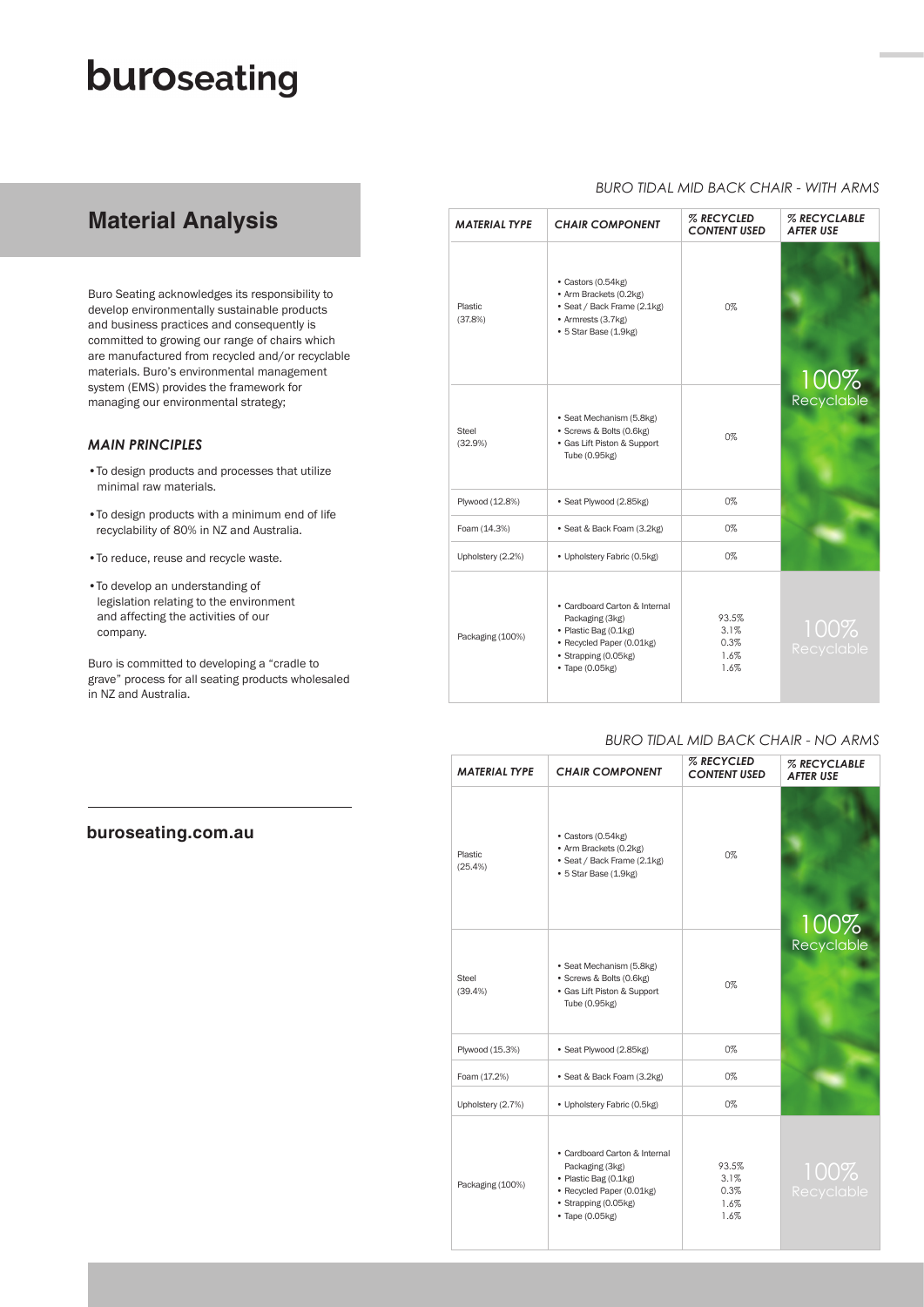# burOseating

## Material Analysis

Buro Seating acknowledges its responsibility to develop environmentally sustainable products and business practices and consequently is committed to growing our range of chairs which are manufactured from recycled and/or recyclable materials. Buro's environmental management system (EMS) provides the framework for managing our environmental strategy;

### *MAIN PRINCIPLES*

- To design products and processes that utilize minimal raw materials.
- To design products with a minimum end of life recyclability of 80% in NZ and Australia.
- To reduce, reuse and recycle waste.
- To develop an understanding of legislation relating to the environment and affecting the activities of our company.

Buro is committed to developing a "cradle to grave" process for all seating products wholesaled in NZ and Australia.

**buroseating.com.au**

*BURO TIDAL MID BACK CHAIR - WITH ARMS*

| *MATERIAL TYPE* | *CHAIR COMPONENT* | *% RECYCLED CONTENT USED* | *% RECYCLABLE AFTER USE* |
|---|---|---|---|
| Plastic (37.8%) | • Castors (0.54kg)<br>• Arm Brackets (0.2kg)<br>• Seat / Back Frame (2.1kg)<br>• Armrests (3.7kg)<br>• 5 Star Base (1.9kg) | 0% | 100% Recyclable |
| Steel (32.9%) | • Seat Mechanism (5.8kg)<br>• Screws & Bolts (0.6kg)<br>• Gas Lift Piston & Support Tube (0.95kg) | 0% | |
| Plywood (12.8%) | • Seat Plywood (2.85kg) | 0% | |
| Foam (14.3%) | • Seat & Back Foam (3.2kg) | 0% | |
| Upholstery (2.2%) | • Upholstery Fabric (0.5kg) | 0% | |
| Packaging (100%) | • Cardboard Carton & Internal Packaging (3kg)<br>• Plastic Bag (0.1kg)<br>• Recycled Paper (0.01kg)<br>• Strapping (0.05kg)<br>• Tape (0.05kg) | 93.5%<br>3.1%<br>0.3%<br>1.6%<br>1.6% | 100% Recyclable |

*BURO TIDAL MID BACK CHAIR - NO ARMS*

| *MATERIAL TYPE* | *CHAIR COMPONENT* | *% RECYCLED CONTENT USED* | *% RECYCLABLE AFTER USE* |
|---|---|---|---|
| Plastic (25.4%) | • Castors (0.54kg)<br>• Arm Brackets (0.2kg)<br>• Seat / Back Frame (2.1kg)<br>• 5 Star Base (1.9kg) | 0% | 100% Recyclable |
| Steel (39.4%) | • Seat Mechanism (5.8kg)<br>• Screws & Bolts (0.6kg)<br>• Gas Lift Piston & Support Tube (0.95kg) | 0% | |
| Plywood (15.3%) | • Seat Plywood (2.85kg) | 0% | |
| Foam (17.2%) | • Seat & Back Foam (3.2kg) | 0% | |
| Upholstery (2.7%) | • Upholstery Fabric (0.5kg) | 0% | |
| Packaging (100%) | • Cardboard Carton & Internal Packaging (3kg)<br>• Plastic Bag (0.1kg)<br>• Recycled Paper (0.01kg)<br>• Strapping (0.05kg)<br>• Tape (0.05kg) | 93.5%<br>3.1%<br>0.3%<br>1.6%<br>1.6% | 100% Recyclable |